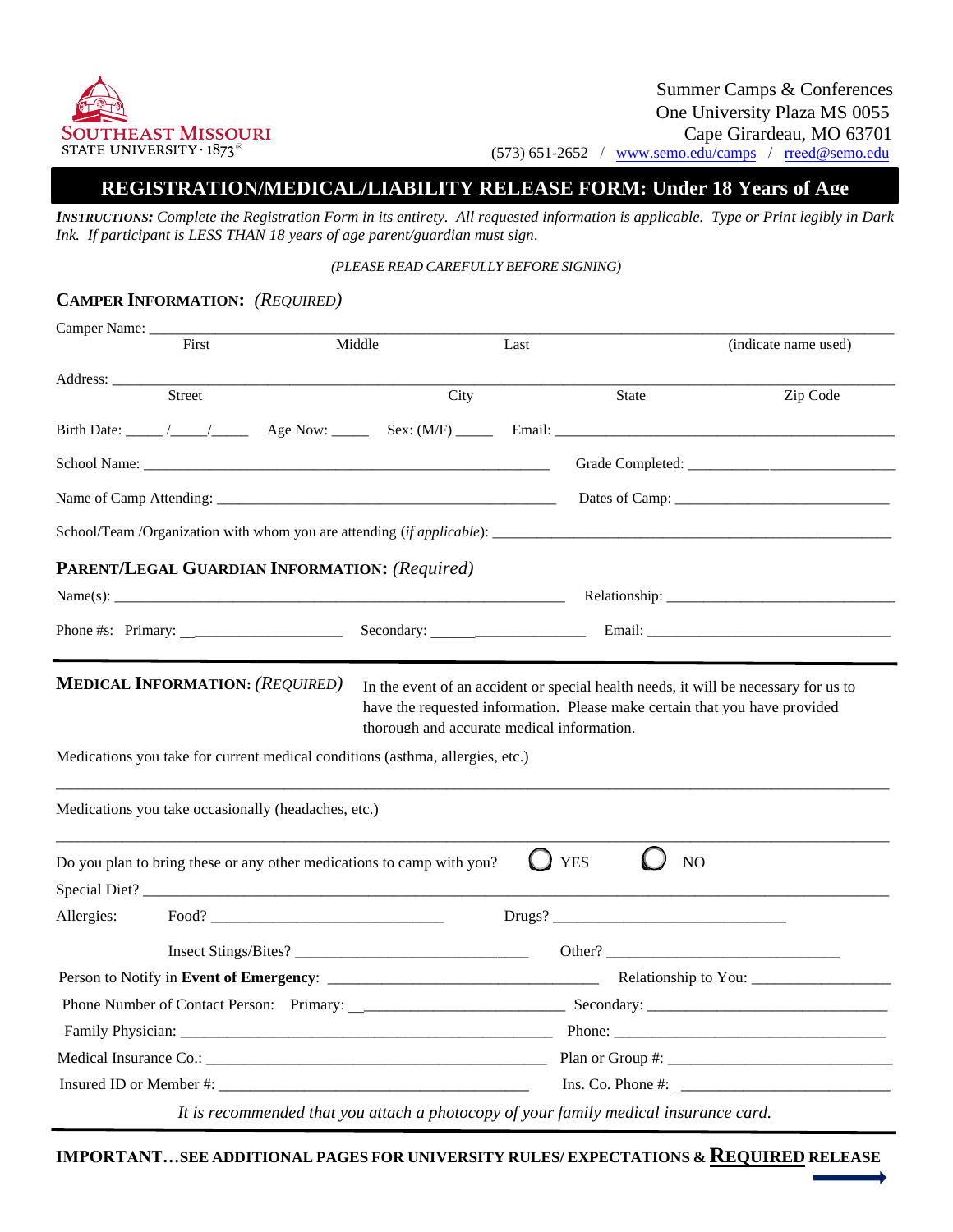SOUTHEAST MISSOURI
STATE UNIVERSITY · 1873®

Summer Camps & Conferences
One University Plaza MS 0055
Cape Girardeau, MO 63701
(573) 651-2652 / www.semo.edu/camps / rreed@semo.edu

# REGISTRATION/MEDICAL/LIABILITY RELEASE FORM: Under 18 Years of Age

***INSTRUCTIONS:*** *Complete the Registration Form in its entirety. All requested information is applicable. Type or Print legibly in Dark Ink. If participant is LESS THAN 18 years of age parent/guardian must sign.*

*(PLEASE READ CAREFULLY BEFORE SIGNING)*

## CAMPER INFORMATION: *(REQUIRED)*

Camper Name: ______________________________________________________________________
First Middle Last (indicate name used)

Address: __________________________________________________________________________
Street City State Zip Code

Birth Date: _____ /_____/_____ Age Now: _____ Sex: (M/F) _____ Email: ______________________________

School Name: ____________________________________ Grade Completed: ______________________

Name of Camp Attending: ______________________________ Dates of Camp: ______________________

School/Team /Organization with whom you are attending (*if applicable*): ______________________________

## PARENT/LEGAL GUARDIAN INFORMATION: *(Required)*

Name(s): ____________________________________________ Relationship: ______________________

Phone #s: Primary: ____________________ Secondary: _____________________ Email: ______________________

## MEDICAL INFORMATION: *(REQUIRED)*

In the event of an accident or special health needs, it will be necessary for us to have the requested information. Please make certain that you have provided thorough and accurate medical information.

Medications you take for current medical conditions (asthma, allergies, etc.)

__________________________________________________________________________________

Medications you take occasionally (headaches, etc.)

__________________________________________________________________________________

Do you plan to bring these or any other medications to camp with you? ◯ YES ◯ NO

Special Diet? _____________________________________________________________________

Allergies: Food? ______________________________ Drugs? ______________________________

Insect Stings/Bites? ______________________________ Other? ______________________________

Person to Notify in **Event of Emergency**: ______________________________ Relationship to You: _________________

Phone Number of Contact Person: Primary: __________________________ Secondary: ______________________________

Family Physician: ____________________________________________ Phone: ______________________________

Medical Insurance Co.: ____________________________________________ Plan or Group #: ______________________________

Insured ID or Member #: ______________________________________ Ins. Co. Phone #: ______________________________

*It is recommended that you attach a photocopy of your family medical insurance card.*

**IMPORTANT…SEE ADDITIONAL PAGES FOR UNIVERSITY RULES/ EXPECTATIONS & REQUIRED RELEASE** →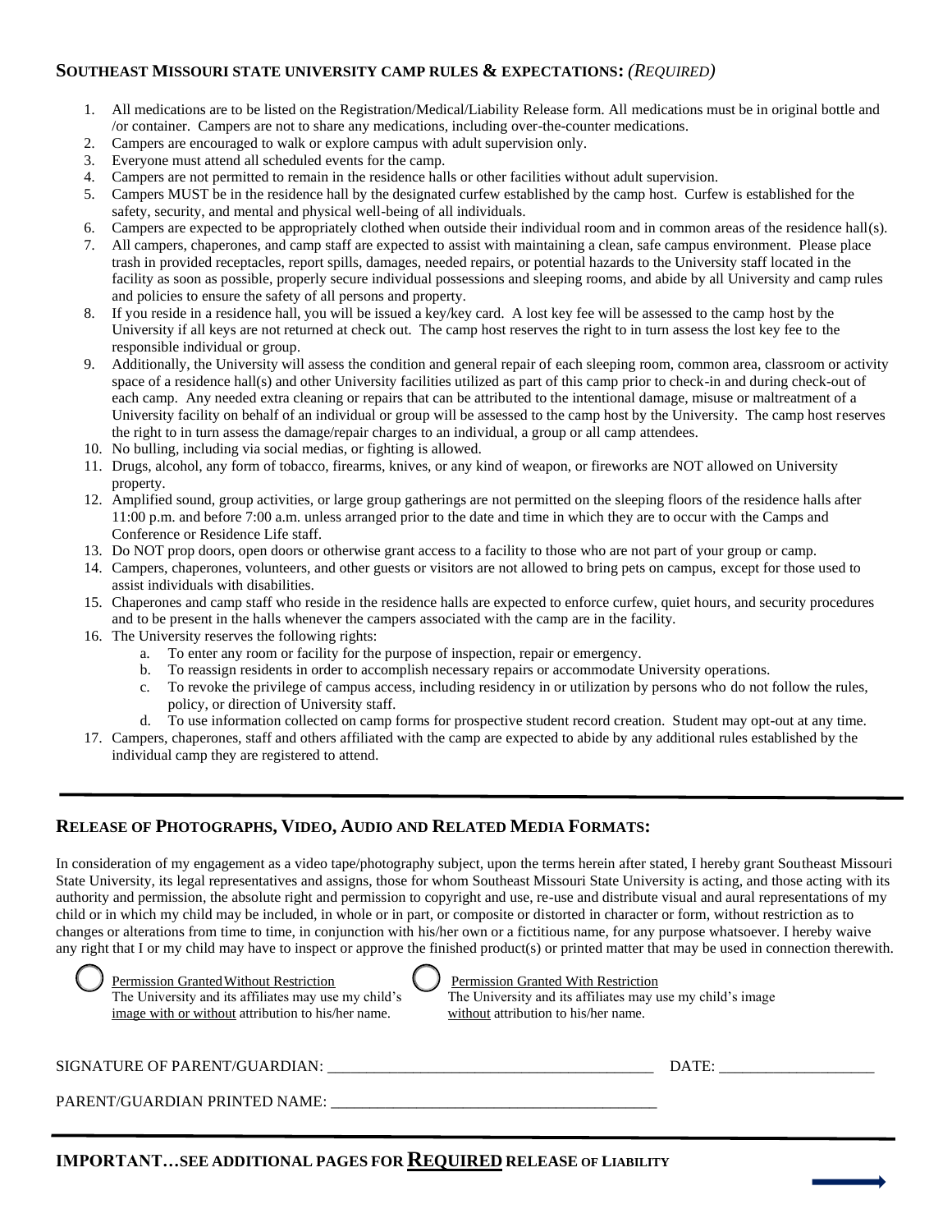## SOUTHEAST MISSOURI STATE UNIVERSITY CAMP RULES & EXPECTATIONS: *(REQUIRED)*

1. All medications are to be listed on the Registration/Medical/Liability Release form. All medications must be in original bottle and /or container. Campers are not to share any medications, including over-the-counter medications.
2. Campers are encouraged to walk or explore campus with adult supervision only.
3. Everyone must attend all scheduled events for the camp.
4. Campers are not permitted to remain in the residence halls or other facilities without adult supervision.
5. Campers MUST be in the residence hall by the designated curfew established by the camp host. Curfew is established for the safety, security, and mental and physical well-being of all individuals.
6. Campers are expected to be appropriately clothed when outside their individual room and in common areas of the residence hall(s).
7. All campers, chaperones, and camp staff are expected to assist with maintaining a clean, safe campus environment. Please place trash in provided receptacles, report spills, damages, needed repairs, or potential hazards to the University staff located in the facility as soon as possible, properly secure individual possessions and sleeping rooms, and abide by all University and camp rules and policies to ensure the safety of all persons and property.
8. If you reside in a residence hall, you will be issued a key/key card. A lost key fee will be assessed to the camp host by the University if all keys are not returned at check out. The camp host reserves the right to in turn assess the lost key fee to the responsible individual or group.
9. Additionally, the University will assess the condition and general repair of each sleeping room, common area, classroom or activity space of a residence hall(s) and other University facilities utilized as part of this camp prior to check-in and during check-out of each camp. Any needed extra cleaning or repairs that can be attributed to the intentional damage, misuse or maltreatment of a University facility on behalf of an individual or group will be assessed to the camp host by the University. The camp host reserves the right to in turn assess the damage/repair charges to an individual, a group or all camp attendees.
10. No bulling, including via social medias, or fighting is allowed.
11. Drugs, alcohol, any form of tobacco, firearms, knives, or any kind of weapon, or fireworks are NOT allowed on University property.
12. Amplified sound, group activities, or large group gatherings are not permitted on the sleeping floors of the residence halls after 11:00 p.m. and before 7:00 a.m. unless arranged prior to the date and time in which they are to occur with the Camps and Conference or Residence Life staff.
13. Do NOT prop doors, open doors or otherwise grant access to a facility to those who are not part of your group or camp.
14. Campers, chaperones, volunteers, and other guests or visitors are not allowed to bring pets on campus, except for those used to assist individuals with disabilities.
15. Chaperones and camp staff who reside in the residence halls are expected to enforce curfew, quiet hours, and security procedures and to be present in the halls whenever the campers associated with the camp are in the facility.
16. The University reserves the following rights:
    a. To enter any room or facility for the purpose of inspection, repair or emergency.
    b. To reassign residents in order to accomplish necessary repairs or accommodate University operations.
    c. To revoke the privilege of campus access, including residency in or utilization by persons who do not follow the rules, policy, or direction of University staff.
    d. To use information collected on camp forms for prospective student record creation. Student may opt-out at any time.
17. Campers, chaperones, staff and others affiliated with the camp are expected to abide by any additional rules established by the individual camp they are registered to attend.

---

## RELEASE OF PHOTOGRAPHS, VIDEO, AUDIO AND RELATED MEDIA FORMATS:

In consideration of my engagement as a video tape/photography subject, upon the terms herein after stated, I hereby grant Southeast Missouri State University, its legal representatives and assigns, those for whom Southeast Missouri State University is acting, and those acting with its authority and permission, the absolute right and permission to copyright and use, re-use and distribute visual and aural representations of my child or in which my child may be included, in whole or in part, or composite or distorted in character or form, without restriction as to changes or alterations from time to time, in conjunction with his/her own or a fictitious name, for any purpose whatsoever. I hereby waive any right that I or my child may have to inspect or approve the finished product(s) or printed matter that may be used in connection therewith.

○ Permission Granted Without Restriction
The University and its affiliates may use my child's image with or without attribution to his/her name.

○ Permission Granted With Restriction
The University and its affiliates may use my child's image without attribution to his/her name.

SIGNATURE OF PARENT/GUARDIAN: ________________________________ DATE: ____________________

PARENT/GUARDIAN PRINTED NAME: ________________________________

---

**IMPORTANT…SEE ADDITIONAL PAGES FOR REQUIRED RELEASE OF LIABILITY**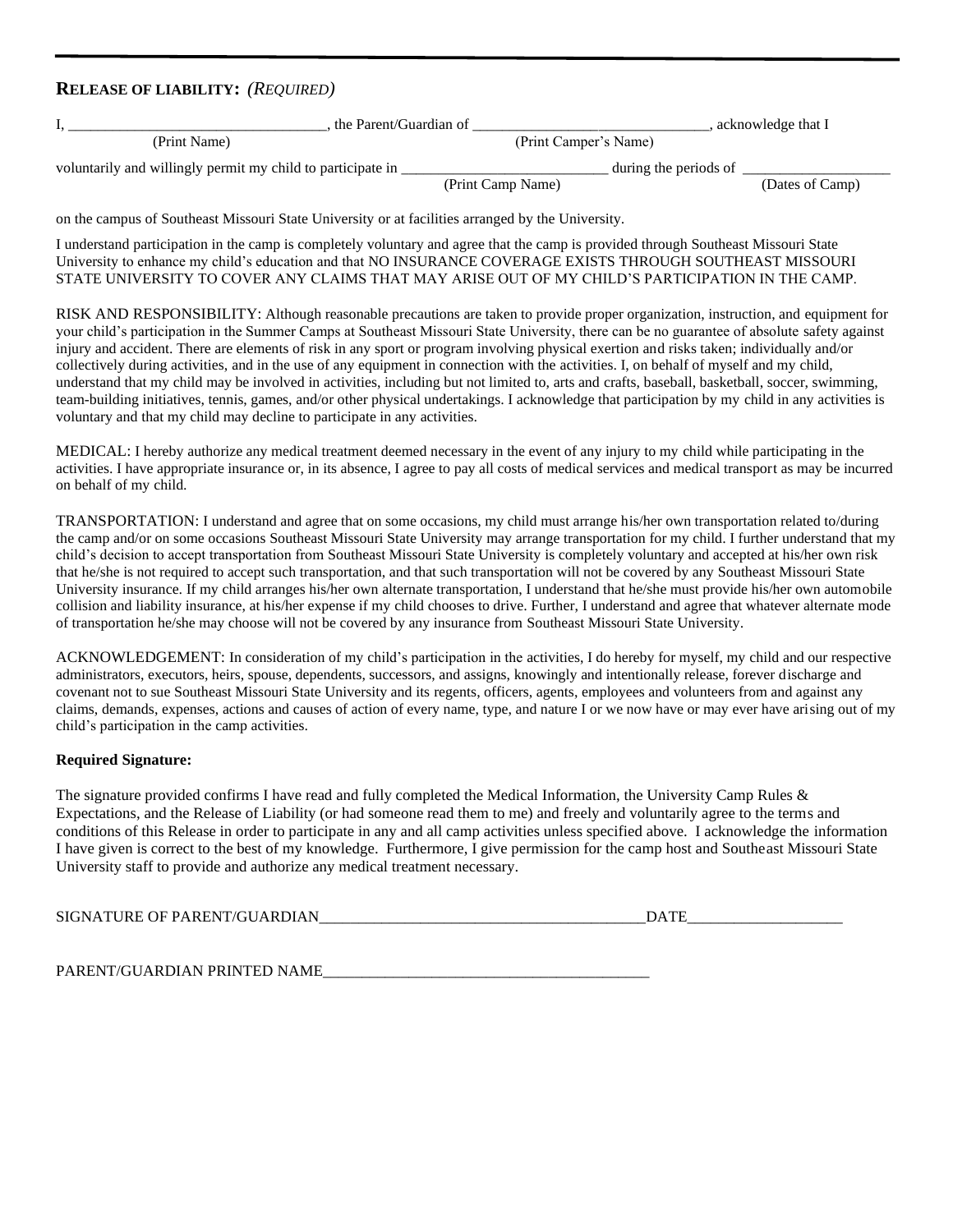## RELEASE OF LIABILITY: *(REQUIRED)*

I, ___________________________________, the Parent/Guardian of ________________________________, acknowledge that I
(Print Name) (Print Camper's Name)

voluntarily and willingly permit my child to participate in ____________________________ during the periods of ___________________
(Print Camp Name) (Dates of Camp)

on the campus of Southeast Missouri State University or at facilities arranged by the University.

I understand participation in the camp is completely voluntary and agree that the camp is provided through Southeast Missouri State University to enhance my child's education and that NO INSURANCE COVERAGE EXISTS THROUGH SOUTHEAST MISSOURI STATE UNIVERSITY TO COVER ANY CLAIMS THAT MAY ARISE OUT OF MY CHILD'S PARTICIPATION IN THE CAMP.

RISK AND RESPONSIBILITY: Although reasonable precautions are taken to provide proper organization, instruction, and equipment for your child's participation in the Summer Camps at Southeast Missouri State University, there can be no guarantee of absolute safety against injury and accident. There are elements of risk in any sport or program involving physical exertion and risks taken; individually and/or collectively during activities, and in the use of any equipment in connection with the activities. I, on behalf of myself and my child, understand that my child may be involved in activities, including but not limited to, arts and crafts, baseball, basketball, soccer, swimming, team-building initiatives, tennis, games, and/or other physical undertakings. I acknowledge that participation by my child in any activities is voluntary and that my child may decline to participate in any activities.

MEDICAL: I hereby authorize any medical treatment deemed necessary in the event of any injury to my child while participating in the activities. I have appropriate insurance or, in its absence, I agree to pay all costs of medical services and medical transport as may be incurred on behalf of my child.

TRANSPORTATION: I understand and agree that on some occasions, my child must arrange his/her own transportation related to/during the camp and/or on some occasions Southeast Missouri State University may arrange transportation for my child. I further understand that my child's decision to accept transportation from Southeast Missouri State University is completely voluntary and accepted at his/her own risk that he/she is not required to accept such transportation, and that such transportation will not be covered by any Southeast Missouri State University insurance. If my child arranges his/her own alternate transportation, I understand that he/she must provide his/her own automobile collision and liability insurance, at his/her expense if my child chooses to drive. Further, I understand and agree that whatever alternate mode of transportation he/she may choose will not be covered by any insurance from Southeast Missouri State University.

ACKNOWLEDGEMENT: In consideration of my child's participation in the activities, I do hereby for myself, my child and our respective administrators, executors, heirs, spouse, dependents, successors, and assigns, knowingly and intentionally release, forever discharge and covenant not to sue Southeast Missouri State University and its regents, officers, agents, employees and volunteers from and against any claims, demands, expenses, actions and causes of action of every name, type, and nature I or we now have or may ever have arising out of my child's participation in the camp activities.

**Required Signature:**

The signature provided confirms I have read and fully completed the Medical Information, the University Camp Rules & Expectations, and the Release of Liability (or had someone read them to me) and freely and voluntarily agree to the terms and conditions of this Release in order to participate in any and all camp activities unless specified above. I acknowledge the information I have given is correct to the best of my knowledge. Furthermore, I give permission for the camp host and Southeast Missouri State University staff to provide and authorize any medical treatment necessary.

SIGNATURE OF PARENT/GUARDIAN__________________________________________DATE____________________

PARENT/GUARDIAN PRINTED NAME__________________________________________